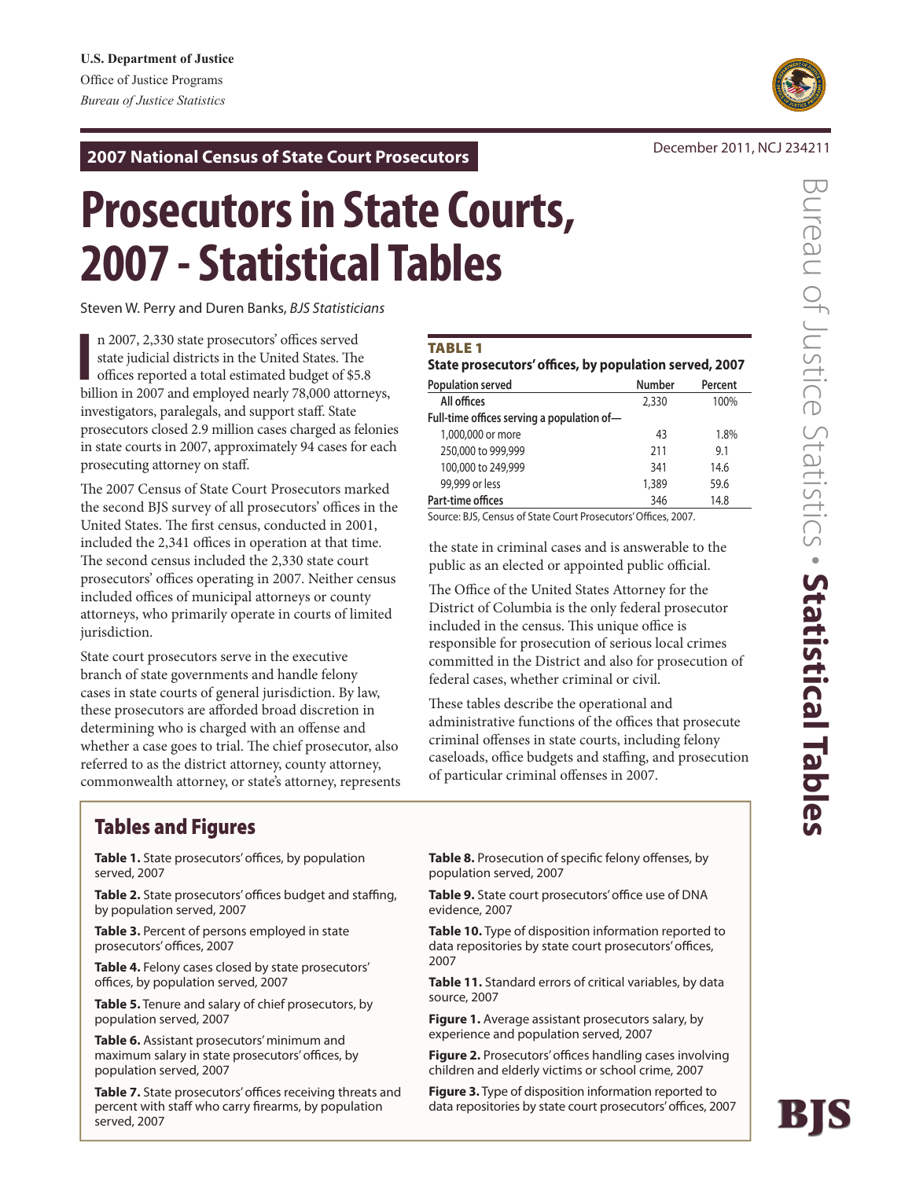U.S. Department of Justice
Office of Justice Programs
*Bureau of Justice Statistics*

**2007 National Census of State Court Prosecutors**

December 2011, NCJ 234211

# Prosecutors in State Courts, 2007 - Statistical Tables

Steven W. Perry and Duren Banks, *BJS Statisticians*

In 2007, 2,330 state prosecutors' offices served state judicial districts in the United States. The offices reported a total estimated budget of $5.8 billion in 2007 and employed nearly 78,000 attorneys, investigators, paralegals, and support staff. State prosecutors closed 2.9 million cases charged as felonies in state courts in 2007, approximately 94 cases for each prosecuting attorney on staff.

The 2007 Census of State Court Prosecutors marked the second BJS survey of all prosecutors' offices in the United States. The first census, conducted in 2001, included the 2,341 offices in operation at that time. The second census included the 2,330 state court prosecutors' offices operating in 2007. Neither census included offices of municipal attorneys or county attorneys, who primarily operate in courts of limited jurisdiction.

State court prosecutors serve in the executive branch of state governments and handle felony cases in state courts of general jurisdiction. By law, these prosecutors are afforded broad discretion in determining who is charged with an offense and whether a case goes to trial. The chief prosecutor, also referred to as the district attorney, county attorney, commonwealth attorney, or state's attorney, represents the state in criminal cases and is answerable to the public as an elected or appointed public official.

**TABLE 1**
**State prosecutors' offices, by population served, 2007**

| Population served | Number | Percent |
|---|---|---|
| All offices | 2,330 | 100% |
| Full-time offices serving a population of— | | |
| 1,000,000 or more | 43 | 1.8% |
| 250,000 to 999,999 | 211 | 9.1 |
| 100,000 to 249,999 | 341 | 14.6 |
| 99,999 or less | 1,389 | 59.6 |
| Part-time offices | 346 | 14.8 |

Source: BJS, Census of State Court Prosecutors' Offices, 2007.

The Office of the United States Attorney for the District of Columbia is the only federal prosecutor included in the census. This unique office is responsible for prosecution of serious local crimes committed in the District and also for prosecution of federal cases, whether criminal or civil.

These tables describe the operational and administrative functions of the offices that prosecute criminal offenses in state courts, including felony caseloads, office budgets and staffing, and prosecution of particular criminal offenses in 2007.

## Tables and Figures

**Table 1.** State prosecutors' offices, by population served, 2007

**Table 2.** State prosecutors' offices budget and staffing, by population served, 2007

**Table 3.** Percent of persons employed in state prosecutors' offices, 2007

**Table 4.** Felony cases closed by state prosecutors' offices, by population served, 2007

**Table 5.** Tenure and salary of chief prosecutors, by population served, 2007

**Table 6.** Assistant prosecutors' minimum and maximum salary in state prosecutors' offices, by population served, 2007

**Table 7.** State prosecutors' offices receiving threats and percent with staff who carry firearms, by population served, 2007

**Table 8.** Prosecution of specific felony offenses, by population served, 2007

**Table 9.** State court prosecutors' office use of DNA evidence, 2007

**Table 10.** Type of disposition information reported to data repositories by state court prosecutors' offices, 2007

**Table 11.** Standard errors of critical variables, by data source, 2007

**Figure 1.** Average assistant prosecutors salary, by experience and population served, 2007

**Figure 2.** Prosecutors' offices handling cases involving children and elderly victims or school crime, 2007

**Figure 3.** Type of disposition information reported to data repositories by state court prosecutors' offices, 2007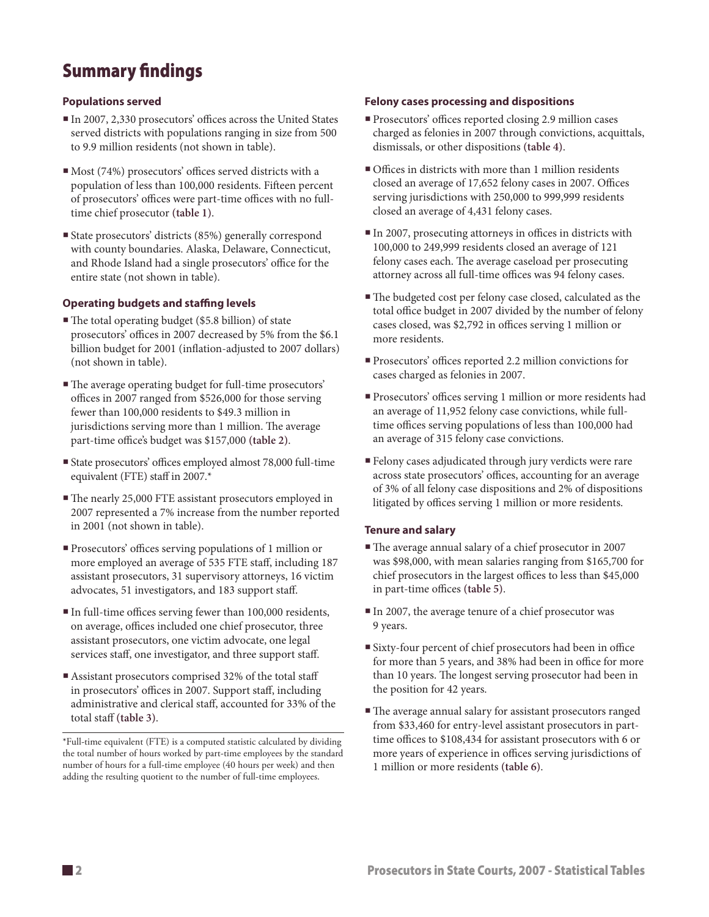## Summary findings

### Populations served

- In 2007, 2,330 prosecutors' offices across the United States served districts with populations ranging in size from 500 to 9.9 million residents (not shown in table).
- Most (74%) prosecutors' offices served districts with a population of less than 100,000 residents. Fifteen percent of prosecutors' offices were part-time offices with no full-time chief prosecutor **(table 1)**.
- State prosecutors' districts (85%) generally correspond with county boundaries. Alaska, Delaware, Connecticut, and Rhode Island had a single prosecutors' office for the entire state (not shown in table).

### Operating budgets and staffing levels

- The total operating budget ($5.8 billion) of state prosecutors' offices in 2007 decreased by 5% from the $6.1 billion budget for 2001 (inflation-adjusted to 2007 dollars) (not shown in table).
- The average operating budget for full-time prosecutors' offices in 2007 ranged from $526,000 for those serving fewer than 100,000 residents to $49.3 million in jurisdictions serving more than 1 million. The average part-time office's budget was $157,000 **(table 2)**.
- State prosecutors' offices employed almost 78,000 full-time equivalent (FTE) staff in 2007.*
- The nearly 25,000 FTE assistant prosecutors employed in 2007 represented a 7% increase from the number reported in 2001 (not shown in table).
- Prosecutors' offices serving populations of 1 million or more employed an average of 535 FTE staff, including 187 assistant prosecutors, 31 supervisory attorneys, 16 victim advocates, 51 investigators, and 183 support staff.
- In full-time offices serving fewer than 100,000 residents, on average, offices included one chief prosecutor, three assistant prosecutors, one victim advocate, one legal services staff, one investigator, and three support staff.
- Assistant prosecutors comprised 32% of the total staff in prosecutors' offices in 2007. Support staff, including administrative and clerical staff, accounted for 33% of the total staff **(table 3)**.

*Full-time equivalent (FTE) is a computed statistic calculated by dividing the total number of hours worked by part-time employees by the standard number of hours for a full-time employee (40 hours per week) and then adding the resulting quotient to the number of full-time employees.

### Felony cases processing and dispositions

- Prosecutors' offices reported closing 2.9 million cases charged as felonies in 2007 through convictions, acquittals, dismissals, or other dispositions **(table 4)**.
- Offices in districts with more than 1 million residents closed an average of 17,652 felony cases in 2007. Offices serving jurisdictions with 250,000 to 999,999 residents closed an average of 4,431 felony cases.
- In 2007, prosecuting attorneys in offices in districts with 100,000 to 249,999 residents closed an average of 121 felony cases each. The average caseload per prosecuting attorney across all full-time offices was 94 felony cases.
- The budgeted cost per felony case closed, calculated as the total office budget in 2007 divided by the number of felony cases closed, was $2,792 in offices serving 1 million or more residents.
- Prosecutors' offices reported 2.2 million convictions for cases charged as felonies in 2007.
- Prosecutors' offices serving 1 million or more residents had an average of 11,952 felony case convictions, while full-time offices serving populations of less than 100,000 had an average of 315 felony case convictions.
- Felony cases adjudicated through jury verdicts were rare across state prosecutors' offices, accounting for an average of 3% of all felony case dispositions and 2% of dispositions litigated by offices serving 1 million or more residents.

### Tenure and salary

- The average annual salary of a chief prosecutor in 2007 was $98,000, with mean salaries ranging from $165,700 for chief prosecutors in the largest offices to less than $45,000 in part-time offices **(table 5)**.
- In 2007, the average tenure of a chief prosecutor was 9 years.
- Sixty-four percent of chief prosecutors had been in office for more than 5 years, and 38% had been in office for more than 10 years. The longest serving prosecutor had been in the position for 42 years.
- The average annual salary for assistant prosecutors ranged from $33,460 for entry-level assistant prosecutors in part-time offices to $108,434 for assistant prosecutors with 6 or more years of experience in offices serving jurisdictions of 1 million or more residents **(table 6)**.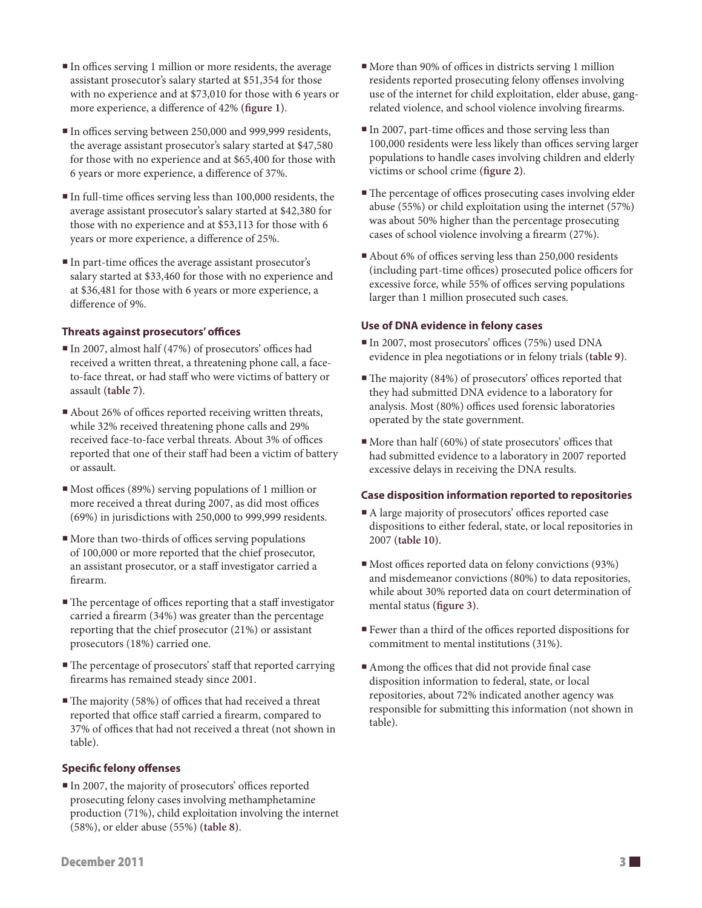- In offices serving 1 million or more residents, the average assistant prosecutor's salary started at $51,354 for those with no experience and at $73,010 for those with 6 years or more experience, a difference of 42% (**figure 1**).
- In offices serving between 250,000 and 999,999 residents, the average assistant prosecutor's salary started at $47,580 for those with no experience and at $65,400 for those with 6 years or more experience, a difference of 37%.
- In full-time offices serving less than 100,000 residents, the average assistant prosecutor's salary started at $42,380 for those with no experience and at $53,113 for those with 6 years or more experience, a difference of 25%.
- In part-time offices the average assistant prosecutor's salary started at $33,460 for those with no experience and at $36,481 for those with 6 years or more experience, a difference of 9%.

### Threats against prosecutors' offices

- In 2007, almost half (47%) of prosecutors' offices had received a written threat, a threatening phone call, a face-to-face threat, or had staff who were victims of battery or assault (**table 7**).
- About 26% of offices reported receiving written threats, while 32% received threatening phone calls and 29% received face-to-face verbal threats. About 3% of offices reported that one of their staff had been a victim of battery or assault.
- Most offices (89%) serving populations of 1 million or more received a threat during 2007, as did most offices (69%) in jurisdictions with 250,000 to 999,999 residents.
- More than two-thirds of offices serving populations of 100,000 or more reported that the chief prosecutor, an assistant prosecutor, or a staff investigator carried a firearm.
- The percentage of offices reporting that a staff investigator carried a firearm (34%) was greater than the percentage reporting that the chief prosecutor (21%) or assistant prosecutors (18%) carried one.
- The percentage of prosecutors' staff that reported carrying firearms has remained steady since 2001.
- The majority (58%) of offices that had received a threat reported that office staff carried a firearm, compared to 37% of offices that had not received a threat (not shown in table).

### Specific felony offenses

- In 2007, the majority of prosecutors' offices reported prosecuting felony cases involving methamphetamine production (71%), child exploitation involving the internet (58%), or elder abuse (55%) (**table 8**).
- More than 90% of offices in districts serving 1 million residents reported prosecuting felony offenses involving use of the internet for child exploitation, elder abuse, gang-related violence, and school violence involving firearms.
- In 2007, part-time offices and those serving less than 100,000 residents were less likely than offices serving larger populations to handle cases involving children and elderly victims or school crime (**figure 2**).
- The percentage of offices prosecuting cases involving elder abuse (55%) or child exploitation using the internet (57%) was about 50% higher than the percentage prosecuting cases of school violence involving a firearm (27%).
- About 6% of offices serving less than 250,000 residents (including part-time offices) prosecuted police officers for excessive force, while 55% of offices serving populations larger than 1 million prosecuted such cases.

### Use of DNA evidence in felony cases

- In 2007, most prosecutors' offices (75%) used DNA evidence in plea negotiations or in felony trials (**table 9**).
- The majority (84%) of prosecutors' offices reported that they had submitted DNA evidence to a laboratory for analysis. Most (80%) offices used forensic laboratories operated by the state government.
- More than half (60%) of state prosecutors' offices that had submitted evidence to a laboratory in 2007 reported excessive delays in receiving the DNA results.

### Case disposition information reported to repositories

- A large majority of prosecutors' offices reported case dispositions to either federal, state, or local repositories in 2007 (**table 10**).
- Most offices reported data on felony convictions (93%) and misdemeanor convictions (80%) to data repositories, while about 30% reported data on court determination of mental status (**figure 3**).
- Fewer than a third of the offices reported dispositions for commitment to mental institutions (31%).
- Among the offices that did not provide final case disposition information to federal, state, or local repositories, about 72% indicated another agency was responsible for submitting this information (not shown in table).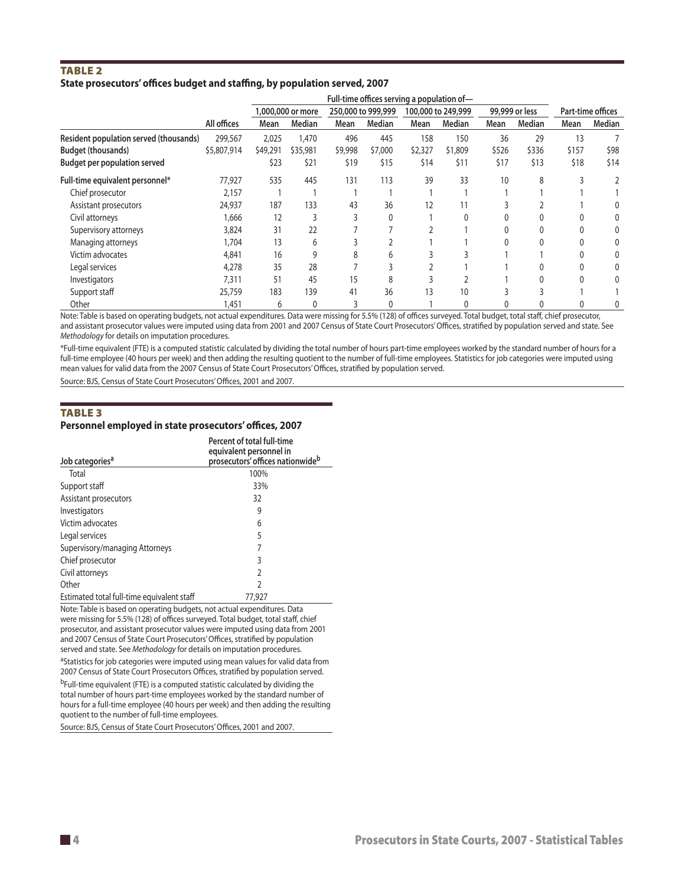## TABLE 2

**State prosecutors' offices budget and staffing, by population served, 2007**

| | | Full-time offices serving a population of— | | | | | | | | | |
|---|---|---|---|---|---|---|---|---|---|---|---|
| | | 1,000,000 or more | | 250,000 to 999,999 | | 100,000 to 249,999 | | 99,999 or less | | Part-time offices | |
| | All offices | Mean | Median | Mean | Median | Mean | Median | Mean | Median | Mean | Median |
| **Resident population served (thousands)** | 299,567 | 2,025 | 1,470 | 496 | 445 | 158 | 150 | 36 | 29 | 13 | 7 |
| **Budget (thousands)** | $5,807,914 | $49,291 | $35,981 | $9,998 | $7,000 | $2,327 | $1,809 | $526 | $336 | $157 | $98 |
| **Budget per population served** | | $23 | $21 | $19 | $15 | $14 | $11 | $17 | $13 | $18 | $14 |
| **Full-time equivalent personnel*** | 77,927 | 535 | 445 | 131 | 113 | 39 | 33 | 10 | 8 | 3 | 2 |
| Chief prosecutor | 2,157 | 1 | 1 | 1 | 1 | 1 | 1 | 1 | 1 | 1 | 1 |
| Assistant prosecutors | 24,937 | 187 | 133 | 43 | 36 | 12 | 11 | 3 | 2 | 1 | 0 |
| Civil attorneys | 1,666 | 12 | 3 | 3 | 0 | 1 | 0 | 0 | 0 | 0 | 0 |
| Supervisory attorneys | 3,824 | 31 | 22 | 7 | 7 | 2 | 1 | 0 | 0 | 0 | 0 |
| Managing attorneys | 1,704 | 13 | 6 | 3 | 2 | 1 | 1 | 0 | 0 | 0 | 0 |
| Victim advocates | 4,841 | 16 | 9 | 8 | 6 | 3 | 3 | 1 | 1 | 0 | 0 |
| Legal services | 4,278 | 35 | 28 | 7 | 3 | 2 | 1 | 1 | 0 | 0 | 0 |
| Investigators | 7,311 | 51 | 45 | 15 | 8 | 3 | 2 | 1 | 0 | 0 | 0 |
| Support staff | 25,759 | 183 | 139 | 41 | 36 | 13 | 10 | 3 | 3 | 1 | 1 |
| Other | 1,451 | 6 | 0 | 3 | 0 | 1 | 0 | 0 | 0 | 0 | 0 |

Note: Table is based on operating budgets, not actual expenditures. Data were missing for 5.5% (128) of offices surveyed. Total budget, total staff, chief prosecutor, and assistant prosecutor values were imputed using data from 2001 and 2007 Census of State Court Prosecutors' Offices, stratified by population served and state. See *Methodology* for details on imputation procedures.

*Full-time equivalent (FTE) is a computed statistic calculated by dividing the total number of hours part-time employees worked by the standard number of hours for a full-time employee (40 hours per week) and then adding the resulting quotient to the number of full-time employees. Statistics for job categories were imputed using mean values for valid data from the 2007 Census of State Court Prosecutors' Offices, stratified by population served.

Source: BJS, Census of State Court Prosecutors' Offices, 2001 and 2007.

## TABLE 3

**Personnel employed in state prosecutors' offices, 2007**

| Job categories[a] | Percent of total full-time equivalent personnel in prosecutors' offices nationwide[b] |
|---|---|
| Total | 100% |
| Support staff | 33% |
| Assistant prosecutors | 32 |
| Investigators | 9 |
| Victim advocates | 6 |
| Legal services | 5 |
| Supervisory/managing Attorneys | 7 |
| Chief prosecutor | 3 |
| Civil attorneys | 2 |
| Other | 2 |
| Estimated total full-time equivalent staff | 77,927 |

Note: Table is based on operating budgets, not actual expenditures. Data were missing for 5.5% (128) of offices surveyed. Total budget, total staff, chief prosecutor, and assistant prosecutor values were imputed using data from 2001 and 2007 Census of State Court Prosecutors' Offices, stratified by population served and state. See *Methodology* for details on imputation procedures.

[a]Statistics for job categories were imputed using mean values for valid data from 2007 Census of State Court Prosecutors Offices, stratified by population served.

[b]Full-time equivalent (FTE) is a computed statistic calculated by dividing the total number of hours part-time employees worked by the standard number of hours for a full-time employee (40 hours per week) and then adding the resulting quotient to the number of full-time employees.

Source: BJS, Census of State Court Prosecutors' Offices, 2001 and 2007.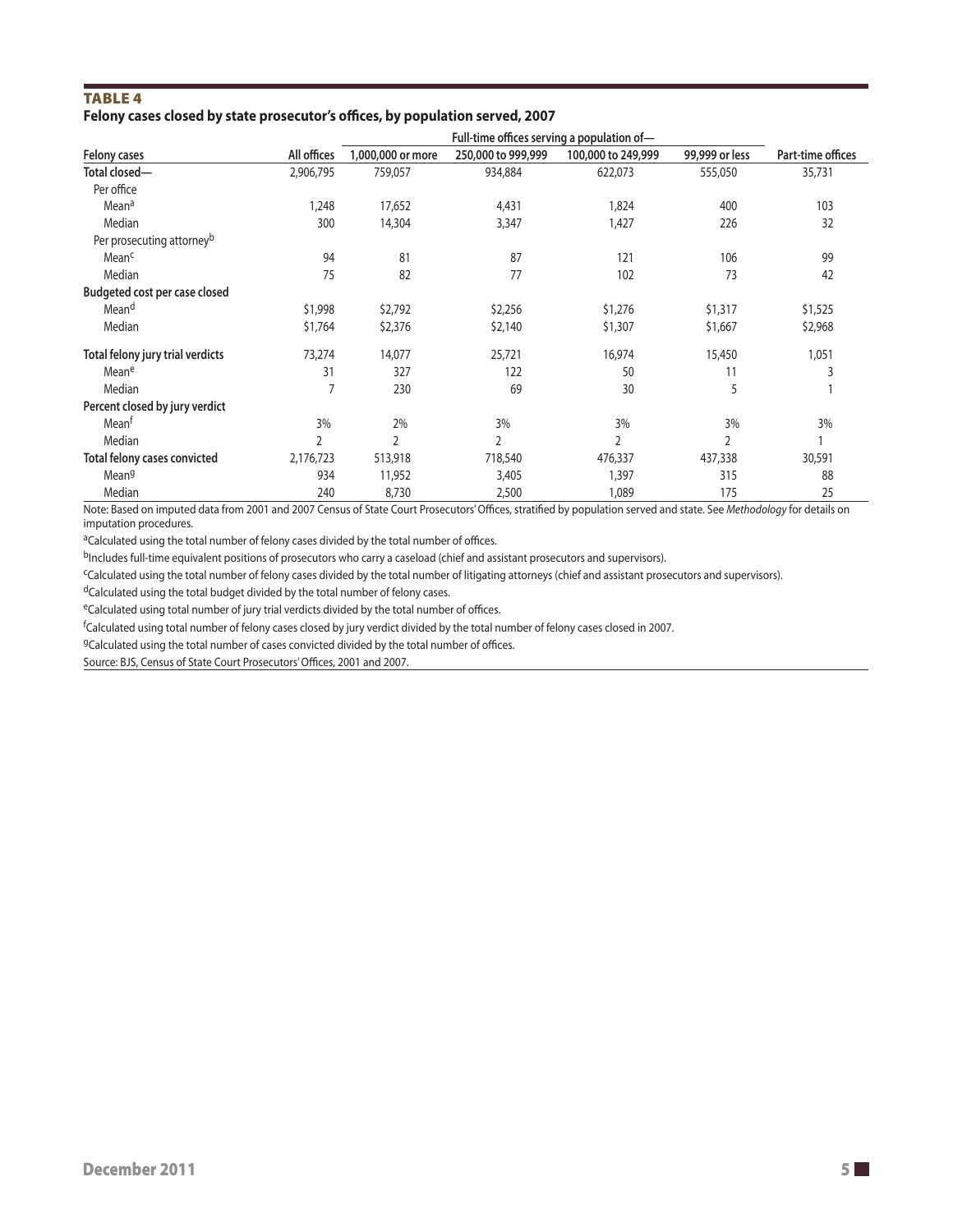### TABLE 4

**Felony cases closed by state prosecutor's offices, by population served, 2007**

| Felony cases | All offices | Full-time offices serving a population of— | | | | Part-time offices |
|---|---|---|---|---|---|---|
| | | 1,000,000 or more | 250,000 to 999,999 | 100,000 to 249,999 | 99,999 or less | |
| **Total closed—** | 2,906,795 | 759,057 | 934,884 | 622,073 | 555,050 | 35,731 |
| Per office | | | | | | |
| Mean[a] | 1,248 | 17,652 | 4,431 | 1,824 | 400 | 103 |
| Median | 300 | 14,304 | 3,347 | 1,427 | 226 | 32 |
| Per prosecuting attorney[b] | | | | | | |
| Mean[c] | 94 | 81 | 87 | 121 | 106 | 99 |
| Median | 75 | 82 | 77 | 102 | 73 | 42 |
| **Budgeted cost per case closed** | | | | | | |
| Mean[d] | $1,998 | $2,792 | $2,256 | $1,276 | $1,317 | $1,525 |
| Median | $1,764 | $2,376 | $2,140 | $1,307 | $1,667 | $2,968 |
| **Total felony jury trial verdicts** | 73,274 | 14,077 | 25,721 | 16,974 | 15,450 | 1,051 |
| Mean[e] | 31 | 327 | 122 | 50 | 11 | 3 |
| Median | 7 | 230 | 69 | 30 | 5 | 1 |
| **Percent closed by jury verdict** | | | | | | |
| Mean[f] | 3% | 2% | 3% | 3% | 3% | 3% |
| Median | 2 | 2 | 2 | 2 | 2 | 1 |
| **Total felony cases convicted** | 2,176,723 | 513,918 | 718,540 | 476,337 | 437,338 | 30,591 |
| Mean[g] | 934 | 11,952 | 3,405 | 1,397 | 315 | 88 |
| Median | 240 | 8,730 | 2,500 | 1,089 | 175 | 25 |

Note: Based on imputed data from 2001 and 2007 Census of State Court Prosecutors' Offices, stratified by population served and state. See *Methodology* for details on imputation procedures.

[a]Calculated using the total number of felony cases divided by the total number of offices.

[b]Includes full-time equivalent positions of prosecutors who carry a caseload (chief and assistant prosecutors and supervisors).

[c]Calculated using the total number of felony cases divided by the total number of litigating attorneys (chief and assistant prosecutors and supervisors).

[d]Calculated using the total budget divided by the total number of felony cases.

[e]Calculated using total number of jury trial verdicts divided by the total number of offices.

[f]Calculated using total number of felony cases closed by jury verdict divided by the total number of felony cases closed in 2007.

[g]Calculated using the total number of cases convicted divided by the total number of offices.

Source: BJS, Census of State Court Prosecutors' Offices, 2001 and 2007.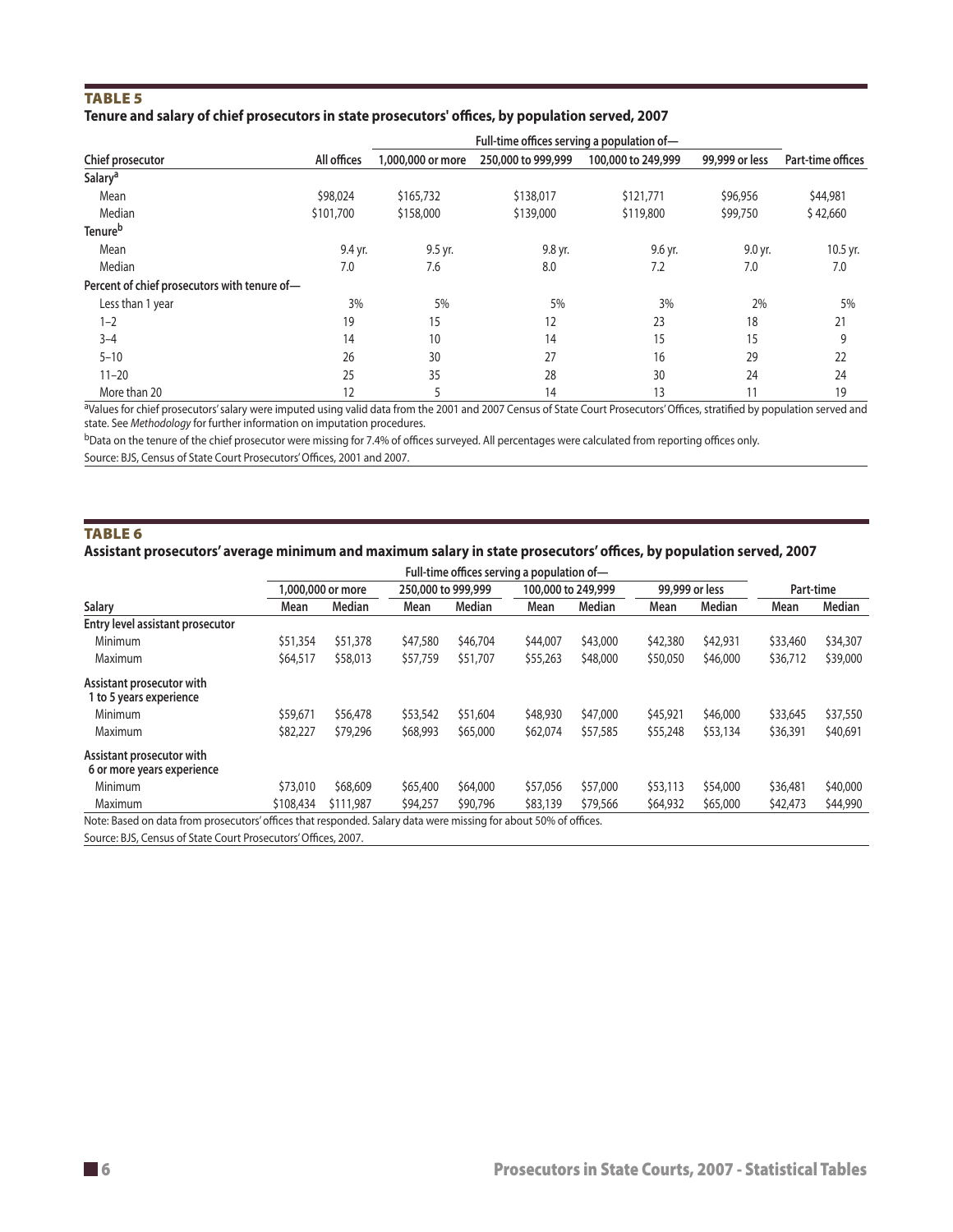## TABLE 5

**Tenure and salary of chief prosecutors in state prosecutors' offices, by population served, 2007**

| | | Full-time offices serving a population of— | | | | |
|---|---|---|---|---|---|---|
| Chief prosecutor | All offices | 1,000,000 or more | 250,000 to 999,999 | 100,000 to 249,999 | 99,999 or less | Part-time offices |
| **Salary**[a] | | | | | | |
| Mean | $98,024 | $165,732 | $138,017 | $121,771 | $96,956 | $44,981 |
| Median | $101,700 | $158,000 | $139,000 | $119,800 | $99,750 | $ 42,660 |
| **Tenure**[b] | | | | | | |
| Mean | 9.4 yr. | 9.5 yr. | 9.8 yr. | 9.6 yr. | 9.0 yr. | 10.5 yr. |
| Median | 7.0 | 7.6 | 8.0 | 7.2 | 7.0 | 7.0 |
| **Percent of chief prosecutors with tenure of—** | | | | | | |
| Less than 1 year | 3% | 5% | 5% | 3% | 2% | 5% |
| 1–2 | 19 | 15 | 12 | 23 | 18 | 21 |
| 3–4 | 14 | 10 | 14 | 15 | 15 | 9 |
| 5–10 | 26 | 30 | 27 | 16 | 29 | 22 |
| 11–20 | 25 | 35 | 28 | 30 | 24 | 24 |
| More than 20 | 12 | 5 | 14 | 13 | 11 | 19 |

[a]Values for chief prosecutors' salary were imputed using valid data from the 2001 and 2007 Census of State Court Prosecutors' Offices, stratified by population served and state. See *Methodology* for further information on imputation procedures.

[b]Data on the tenure of the chief prosecutor were missing for 7.4% of offices surveyed. All percentages were calculated from reporting offices only.

Source: BJS, Census of State Court Prosecutors' Offices, 2001 and 2007.

## TABLE 6

**Assistant prosecutors' average minimum and maximum salary in state prosecutors' offices, by population served, 2007**

| | Full-time offices serving a population of— | | | | | | | | | |
|---|---|---|---|---|---|---|---|---|---|---|
| | 1,000,000 or more | | 250,000 to 999,999 | | 100,000 to 249,999 | | 99,999 or less | | Part-time | |
| Salary | Mean | Median | Mean | Median | Mean | Median | Mean | Median | Mean | Median |
| **Entry level assistant prosecutor** | | | | | | | | | | |
| Minimum | $51,354 | $51,378 | $47,580 | $46,704 | $44,007 | $43,000 | $42,380 | $42,931 | $33,460 | $34,307 |
| Maximum | $64,517 | $58,013 | $57,759 | $51,707 | $55,263 | $48,000 | $50,050 | $46,000 | $36,712 | $39,000 |
| **Assistant prosecutor with 1 to 5 years experience** | | | | | | | | | | |
| Minimum | $59,671 | $56,478 | $53,542 | $51,604 | $48,930 | $47,000 | $45,921 | $46,000 | $33,645 | $37,550 |
| Maximum | $82,227 | $79,296 | $68,993 | $65,000 | $62,074 | $57,585 | $55,248 | $53,134 | $36,391 | $40,691 |
| **Assistant prosecutor with 6 or more years experience** | | | | | | | | | | |
| Minimum | $73,010 | $68,609 | $65,400 | $64,000 | $57,056 | $57,000 | $53,113 | $54,000 | $36,481 | $40,000 |
| Maximum | $108,434 | $111,987 | $94,257 | $90,796 | $83,139 | $79,566 | $64,932 | $65,000 | $42,473 | $44,990 |

Note: Based on data from prosecutors' offices that responded. Salary data were missing for about 50% of offices.

Source: BJS, Census of State Court Prosecutors' Offices, 2007.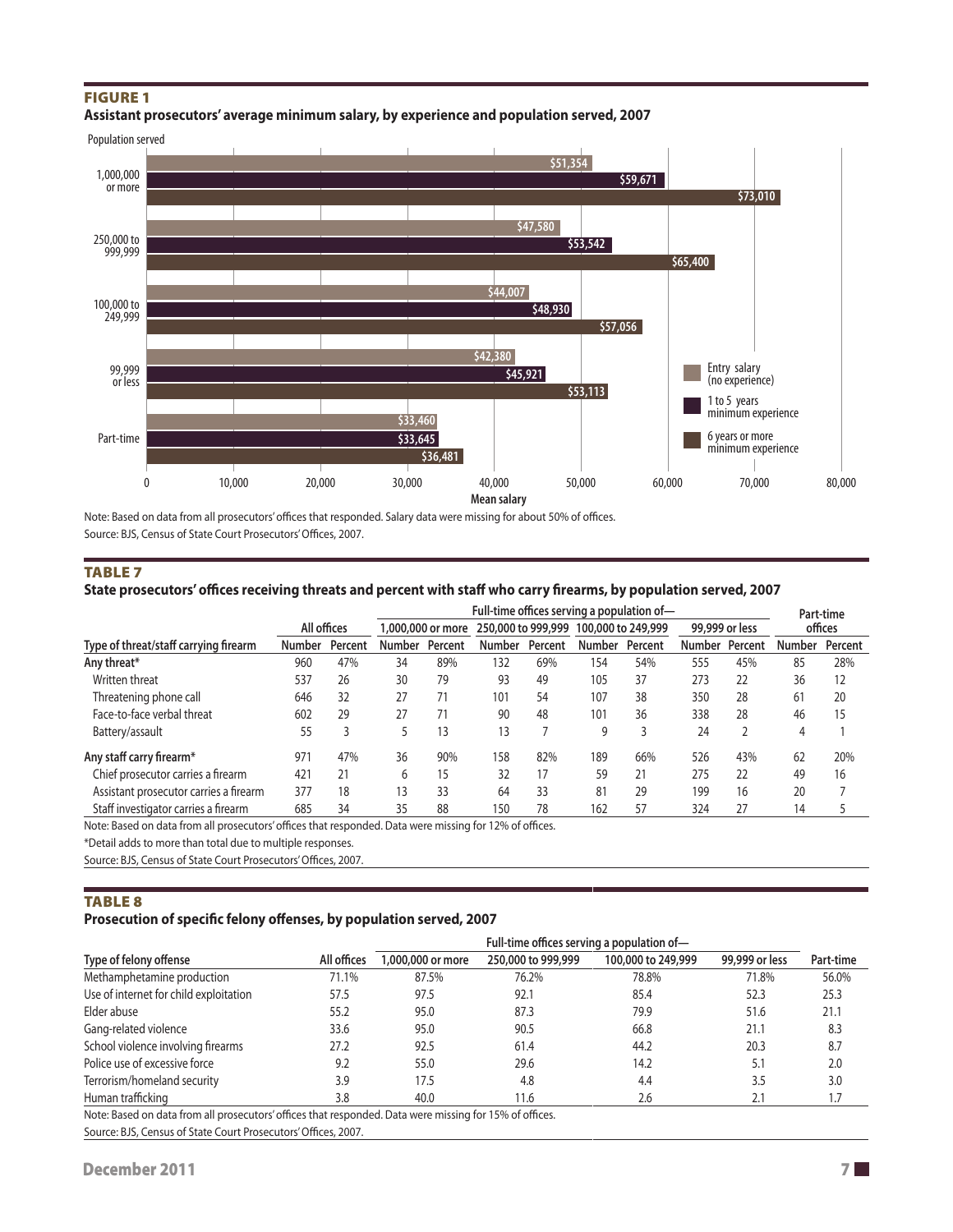**FIGURE 1**

**Assistant prosecutors' average minimum salary, by experience and population served, 2007**

| Population served | Entry salary (no experience) | 1 to 5 years minimum experience | 6 years or more minimum experience |
|---|---|---|---|
| 1,000,000 or more | $51,354 | $59,671 | $73,010 |
| 250,000 to 999,999 | $47,580 | $53,542 | $65,400 |
| 100,000 to 249,999 | $44,007 | $48,930 | $57,056 |
| 99,999 or less | $42,380 | $45,921 | $53,113 |
| Part-time | $33,460 | $33,645 | $36,481 |

Note: Based on data from all prosecutors' offices that responded. Salary data were missing for about 50% of offices.

Source: BJS, Census of State Court Prosecutors' Offices, 2007.

**TABLE 7**

**State prosecutors' offices receiving threats and percent with staff who carry firearms, by population served, 2007**

| | All offices | | Full-time offices serving a population of— 1,000,000 or more | | 250,000 to 999,999 | | 100,000 to 249,999 | | 99,999 or less | | Part-time offices | |
|---|---|---|---|---|---|---|---|---|---|---|---|---|
| Type of threat/staff carrying firearm | Number | Percent | Number | Percent | Number | Percent | Number | Percent | Number | Percent | Number | Percent |
| **Any threat*** | 960 | 47% | 34 | 89% | 132 | 69% | 154 | 54% | 555 | 45% | 85 | 28% |
| Written threat | 537 | 26 | 30 | 79 | 93 | 49 | 105 | 37 | 273 | 22 | 36 | 12 |
| Threatening phone call | 646 | 32 | 27 | 71 | 101 | 54 | 107 | 38 | 350 | 28 | 61 | 20 |
| Face-to-face verbal threat | 602 | 29 | 27 | 71 | 90 | 48 | 101 | 36 | 338 | 28 | 46 | 15 |
| Battery/assault | 55 | 3 | 5 | 13 | 13 | 7 | 9 | 3 | 24 | 2 | 4 | 1 |
| **Any staff carry firearm*** | 971 | 47% | 36 | 90% | 158 | 82% | 189 | 66% | 526 | 43% | 62 | 20% |
| Chief prosecutor carries a firearm | 421 | 21 | 6 | 15 | 32 | 17 | 59 | 21 | 275 | 22 | 49 | 16 |
| Assistant prosecutor carries a firearm | 377 | 18 | 13 | 33 | 64 | 33 | 81 | 29 | 199 | 16 | 20 | 7 |
| Staff investigator carries a firearm | 685 | 34 | 35 | 88 | 150 | 78 | 162 | 57 | 324 | 27 | 14 | 5 |

Note: Based on data from all prosecutors' offices that responded. Data were missing for 12% of offices.

*Detail adds to more than total due to multiple responses.

Source: BJS, Census of State Court Prosecutors' Offices, 2007.

**TABLE 8**

**Prosecution of specific felony offenses, by population served, 2007**

| Type of felony offense | All offices | Full-time offices serving a population of— 1,000,000 or more | 250,000 to 999,999 | 100,000 to 249,999 | 99,999 or less | Part-time |
|---|---|---|---|---|---|---|
| Methamphetamine production | 71.1% | 87.5% | 76.2% | 78.8% | 71.8% | 56.0% |
| Use of internet for child exploitation | 57.5 | 97.5 | 92.1 | 85.4 | 52.3 | 25.3 |
| Elder abuse | 55.2 | 95.0 | 87.3 | 79.9 | 51.6 | 21.1 |
| Gang-related violence | 33.6 | 95.0 | 90.5 | 66.8 | 21.1 | 8.3 |
| School violence involving firearms | 27.2 | 92.5 | 61.4 | 44.2 | 20.3 | 8.7 |
| Police use of excessive force | 9.2 | 55.0 | 29.6 | 14.2 | 5.1 | 2.0 |
| Terrorism/homeland security | 3.9 | 17.5 | 4.8 | 4.4 | 3.5 | 3.0 |
| Human trafficking | 3.8 | 40.0 | 11.6 | 2.6 | 2.1 | 1.7 |

Note: Based on data from all prosecutors' offices that responded. Data were missing for 15% of offices.

Source: BJS, Census of State Court Prosecutors' Offices, 2007.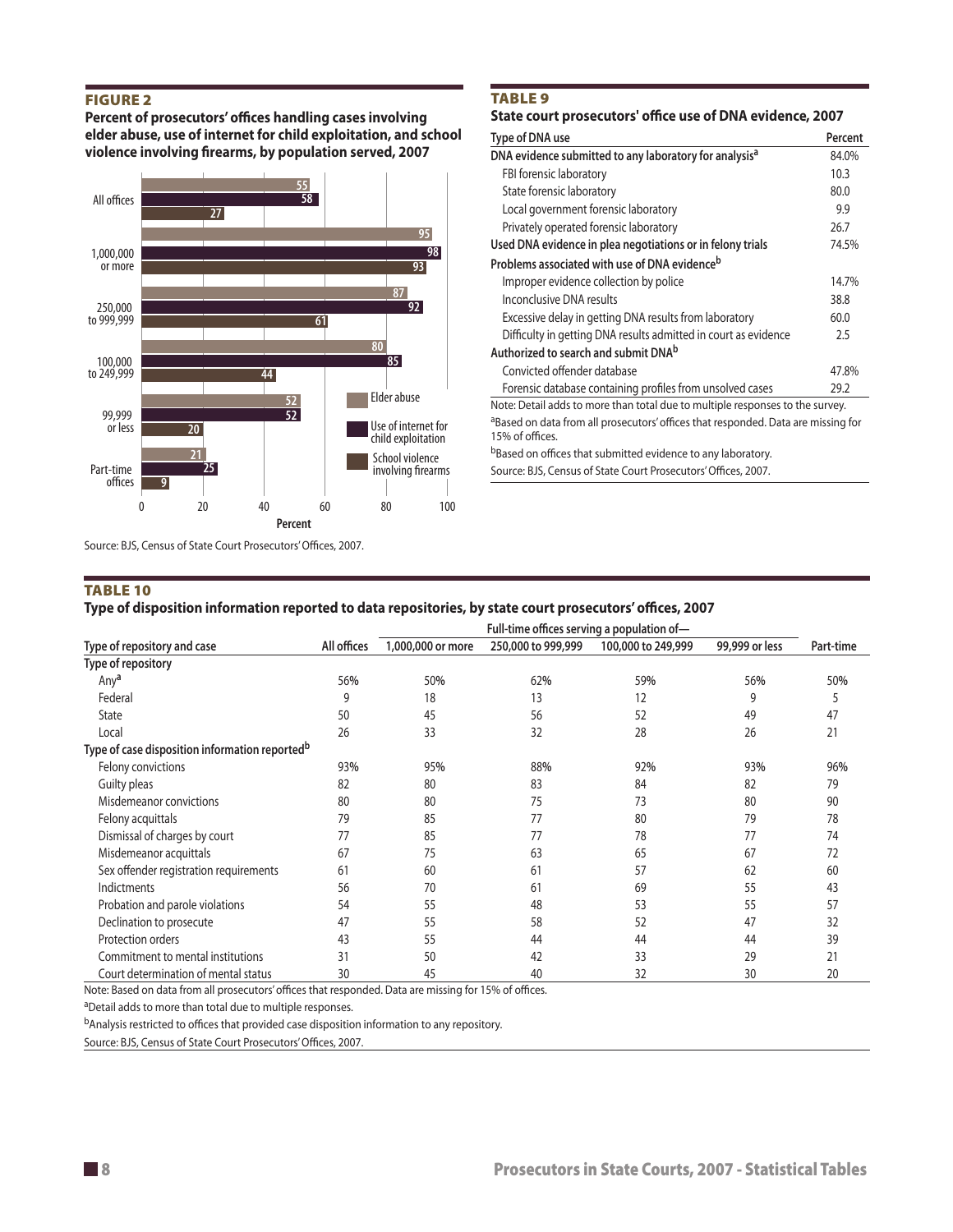## FIGURE 2

**Percent of prosecutors' offices handling cases involving elder abuse, use of internet for child exploitation, and school violence involving firearms, by population served, 2007**

| Population served | Elder abuse | Use of internet for child exploitation | School violence involving firearms |
|---|---|---|---|
| All offices | 55 | 58 | 27 |
| 1,000,000 or more | 95 | 98 | 93 |
| 250,000 to 999,999 | 87 | 92 | 61 |
| 100,000 to 249,999 | 80 | 85 | 44 |
| 99,999 or less | 52 | 52 | 20 |
| Part-time offices | 21 | 25 | 9 |

Source: BJS, Census of State Court Prosecutors' Offices, 2007.

## TABLE 9

**State court prosecutors' office use of DNA evidence, 2007**

| Type of DNA use | Percent |
|---|---|
| **DNA evidence submitted to any laboratory for analysis[a]** | 84.0% |
| FBI forensic laboratory | 10.3 |
| State forensic laboratory | 80.0 |
| Local government forensic laboratory | 9.9 |
| Privately operated forensic laboratory | 26.7 |
| **Used DNA evidence in plea negotiations or in felony trials** | 74.5% |
| **Problems associated with use of DNA evidence[b]** | |
| Improper evidence collection by police | 14.7% |
| Inconclusive DNA results | 38.8 |
| Excessive delay in getting DNA results from laboratory | 60.0 |
| Difficulty in getting DNA results admitted in court as evidence | 2.5 |
| **Authorized to search and submit DNA[b]** | |
| Convicted offender database | 47.8% |
| Forensic database containing profiles from unsolved cases | 29.2 |

Note: Detail adds to more than total due to multiple responses to the survey.

[a]Based on data from all prosecutors' offices that responded. Data are missing for 15% of offices.

[b]Based on offices that submitted evidence to any laboratory.

Source: BJS, Census of State Court Prosecutors' Offices, 2007.

## TABLE 10

**Type of disposition information reported to data repositories, by state court prosecutors' offices, 2007**

| | | Full-time offices serving a population of— | | | | |
|---|---|---|---|---|---|---|
| Type of repository and case | All offices | 1,000,000 or more | 250,000 to 999,999 | 100,000 to 249,999 | 99,999 or less | Part-time |
| **Type of repository** | | | | | | |
| Any[a] | 56% | 50% | 62% | 59% | 56% | 50% |
| Federal | 9 | 18 | 13 | 12 | 9 | 5 |
| State | 50 | 45 | 56 | 52 | 49 | 47 |
| Local | 26 | 33 | 32 | 28 | 26 | 21 |
| **Type of case disposition information reported[b]** | | | | | | |
| Felony convictions | 93% | 95% | 88% | 92% | 93% | 96% |
| Guilty pleas | 82 | 80 | 83 | 84 | 82 | 79 |
| Misdemeanor convictions | 80 | 80 | 75 | 73 | 80 | 90 |
| Felony acquittals | 79 | 85 | 77 | 80 | 79 | 78 |
| Dismissal of charges by court | 77 | 85 | 77 | 78 | 77 | 74 |
| Misdemeanor acquittals | 67 | 75 | 63 | 65 | 67 | 72 |
| Sex offender registration requirements | 61 | 60 | 61 | 57 | 62 | 60 |
| Indictments | 56 | 70 | 61 | 69 | 55 | 43 |
| Probation and parole violations | 54 | 55 | 48 | 53 | 55 | 57 |
| Declination to prosecute | 47 | 55 | 58 | 52 | 47 | 32 |
| Protection orders | 43 | 55 | 44 | 44 | 44 | 39 |
| Commitment to mental institutions | 31 | 50 | 42 | 33 | 29 | 21 |
| Court determination of mental status | 30 | 45 | 40 | 32 | 30 | 20 |

Note: Based on data from all prosecutors' offices that responded. Data are missing for 15% of offices.

[a]Detail adds to more than total due to multiple responses.

[b]Analysis restricted to offices that provided case disposition information to any repository.

Source: BJS, Census of State Court Prosecutors' Offices, 2007.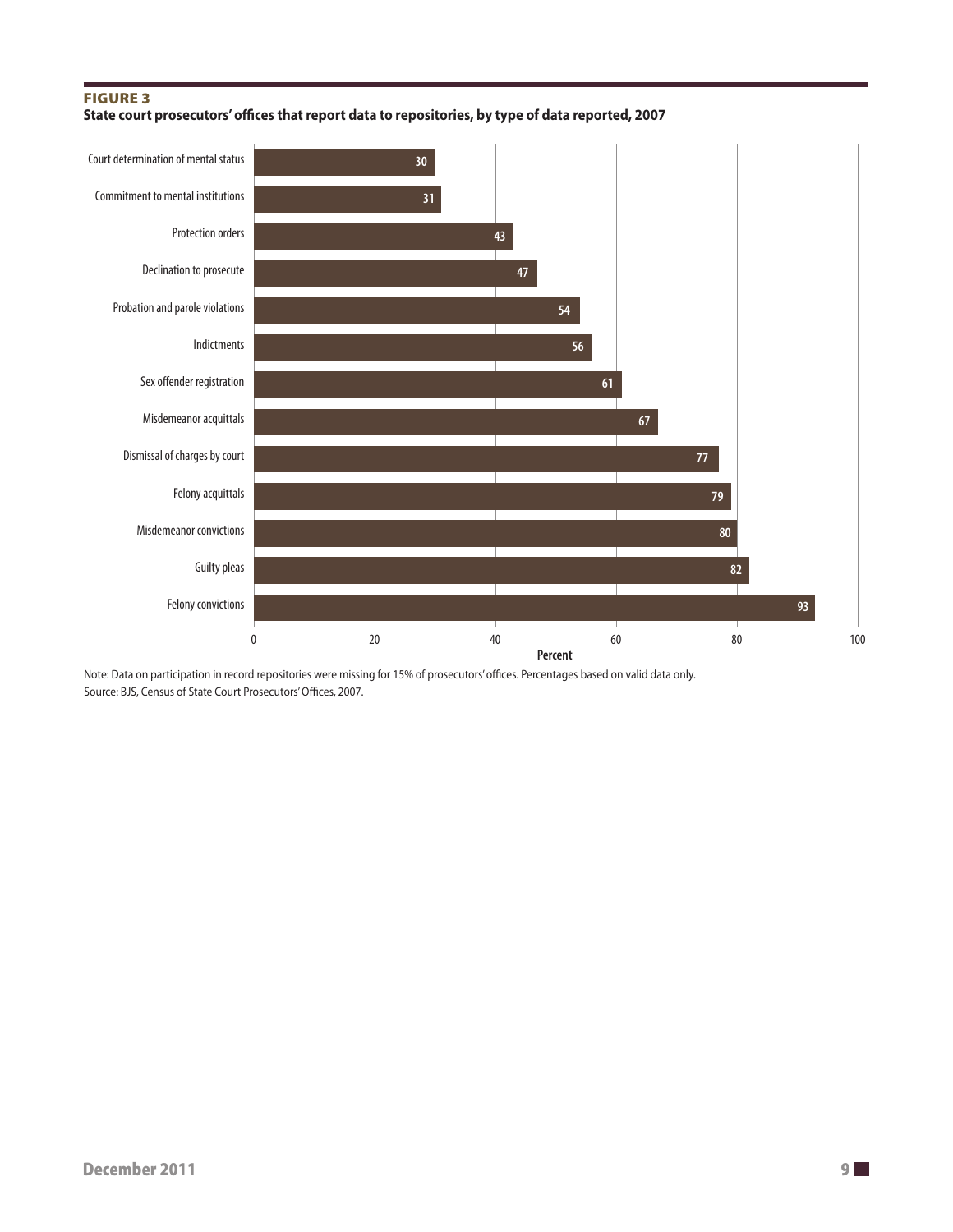**FIGURE 3**

**State court prosecutors' offices that report data to repositories, by type of data reported, 2007**

| Type of data reported | Percent |
|---|---|
| Court determination of mental status | 30 |
| Commitment to mental institutions | 31 |
| Protection orders | 43 |
| Declination to prosecute | 47 |
| Probation and parole violations | 54 |
| Indictments | 56 |
| Sex offender registration | 61 |
| Misdemeanor acquittals | 67 |
| Dismissal of charges by court | 77 |
| Felony acquittals | 79 |
| Misdemeanor convictions | 80 |
| Guilty pleas | 82 |
| Felony convictions | 93 |

Note: Data on participation in record repositories were missing for 15% of prosecutors' offices. Percentages based on valid data only.

Source: BJS, Census of State Court Prosecutors' Offices, 2007.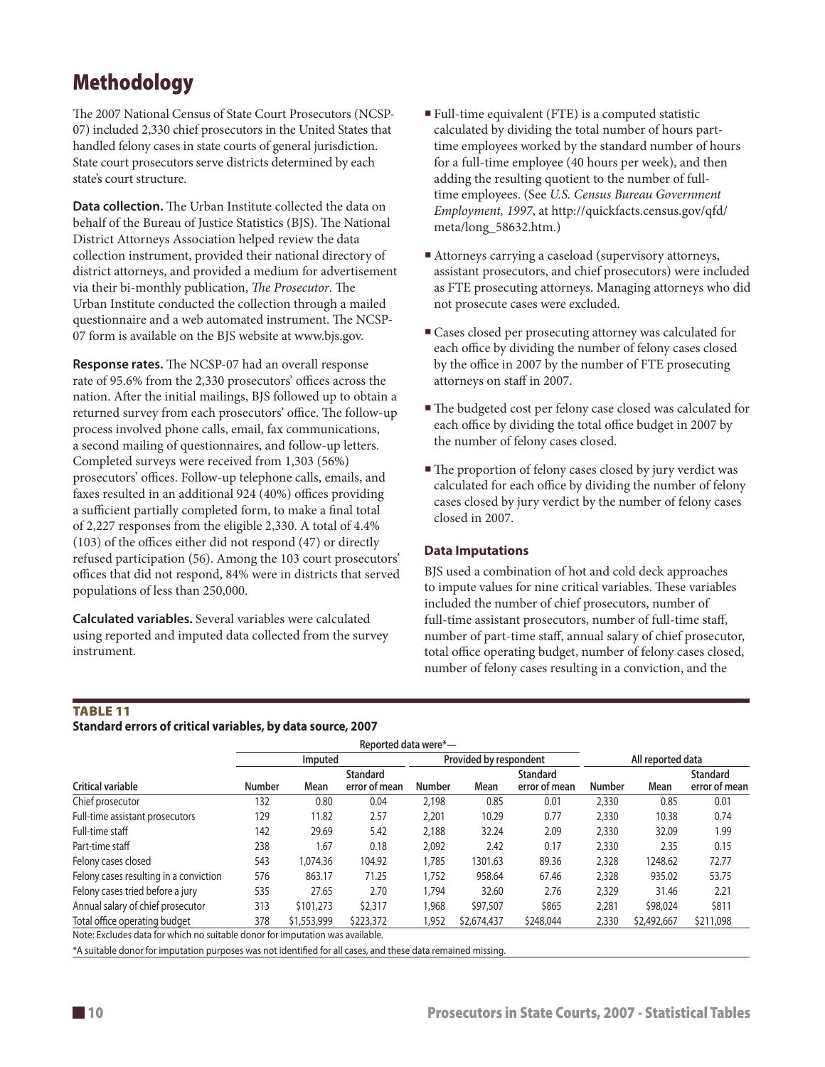# Methodology

The 2007 National Census of State Court Prosecutors (NCSP-07) included 2,330 chief prosecutors in the United States that handled felony cases in state courts of general jurisdiction. State court prosecutors serve districts determined by each state's court structure.

**Data collection.** The Urban Institute collected the data on behalf of the Bureau of Justice Statistics (BJS). The National District Attorneys Association helped review the data collection instrument, provided their national directory of district attorneys, and provided a medium for advertisement via their bi-monthly publication, *The Prosecutor*. The Urban Institute conducted the collection through a mailed questionnaire and a web automated instrument. The NCSP-07 form is available on the BJS website at www.bjs.gov.

**Response rates.** The NCSP-07 had an overall response rate of 95.6% from the 2,330 prosecutors' offices across the nation. After the initial mailings, BJS followed up to obtain a returned survey from each prosecutors' office. The follow-up process involved phone calls, email, fax communications, a second mailing of questionnaires, and follow-up letters. Completed surveys were received from 1,303 (56%) prosecutors' offices. Follow-up telephone calls, emails, and faxes resulted in an additional 924 (40%) offices providing a sufficient partially completed form, to make a final total of 2,227 responses from the eligible 2,330. A total of 4.4% (103) of the offices either did not respond (47) or directly refused participation (56). Among the 103 court prosecutors' offices that did not respond, 84% were in districts that served populations of less than 250,000.

**Calculated variables.** Several variables were calculated using reported and imputed data collected from the survey instrument.

- Full-time equivalent (FTE) is a computed statistic calculated by dividing the total number of hours part-time employees worked by the standard number of hours for a full-time employee (40 hours per week), and then adding the resulting quotient to the number of full-time employees. (See *U.S. Census Bureau Government Employment, 1997*, at http://quickfacts.census.gov/qfd/meta/long_58632.htm.)
- Attorneys carrying a caseload (supervisory attorneys, assistant prosecutors, and chief prosecutors) were included as FTE prosecuting attorneys. Managing attorneys who did not prosecute cases were excluded.
- Cases closed per prosecuting attorney was calculated for each office by dividing the number of felony cases closed by the office in 2007 by the number of FTE prosecuting attorneys on staff in 2007.
- The budgeted cost per felony case closed was calculated for each office by dividing the total office budget in 2007 by the number of felony cases closed.
- The proportion of felony cases closed by jury verdict was calculated for each office by dividing the number of felony cases closed by jury verdict by the number of felony cases closed in 2007.

### Data Imputations

BJS used a combination of hot and cold deck approaches to impute values for nine critical variables. These variables included the number of chief prosecutors, number of full-time assistant prosecutors, number of full-time staff, number of part-time staff, annual salary of chief prosecutor, total office operating budget, number of felony cases closed, number of felony cases resulting in a conviction, and the

**TABLE 11**
**Standard errors of critical variables, by data source, 2007**

| | Reported data were*— | | | | | | | | |
|---|---|---|---|---|---|---|---|---|---|
| | Imputed | | | Provided by respondent | | | All reported data | | |
| Critical variable | Number | Mean | Standard error of mean | Number | Mean | Standard error of mean | Number | Mean | Standard error of mean |
| Chief prosecutor | 132 | 0.80 | 0.04 | 2,198 | 0.85 | 0.01 | 2,330 | 0.85 | 0.01 |
| Full-time assistant prosecutors | 129 | 11.82 | 2.57 | 2,201 | 10.29 | 0.77 | 2,330 | 10.38 | 0.74 |
| Full-time staff | 142 | 29.69 | 5.42 | 2,188 | 32.24 | 2.09 | 2,330 | 32.09 | 1.99 |
| Part-time staff | 238 | 1.67 | 0.18 | 2,092 | 2.42 | 0.17 | 2,330 | 2.35 | 0.15 |
| Felony cases closed | 543 | 1,074.36 | 104.92 | 1,785 | 1301.63 | 89.36 | 2,328 | 1248.62 | 72.77 |
| Felony cases resulting in a conviction | 576 | 863.17 | 71.25 | 1,752 | 958.64 | 67.46 | 2,328 | 935.02 | 53.75 |
| Felony cases tried before a jury | 535 | 27.65 | 2.70 | 1,794 | 32.60 | 2.76 | 2,329 | 31.46 | 2.21 |
| Annual salary of chief prosecutor | 313 | $101,273 | $2,317 | 1,968 | $97,507 | $865 | 2,281 | $98,024 | $811 |
| Total office operating budget | 378 | $1,553,999 | $223,372 | 1,952 | $2,674,437 | $248,044 | 2,330 | $2,492,667 | $211,098 |

Note: Excludes data for which no suitable donor for imputation was available.

*A suitable donor for imputation purposes was not identified for all cases, and these data remained missing.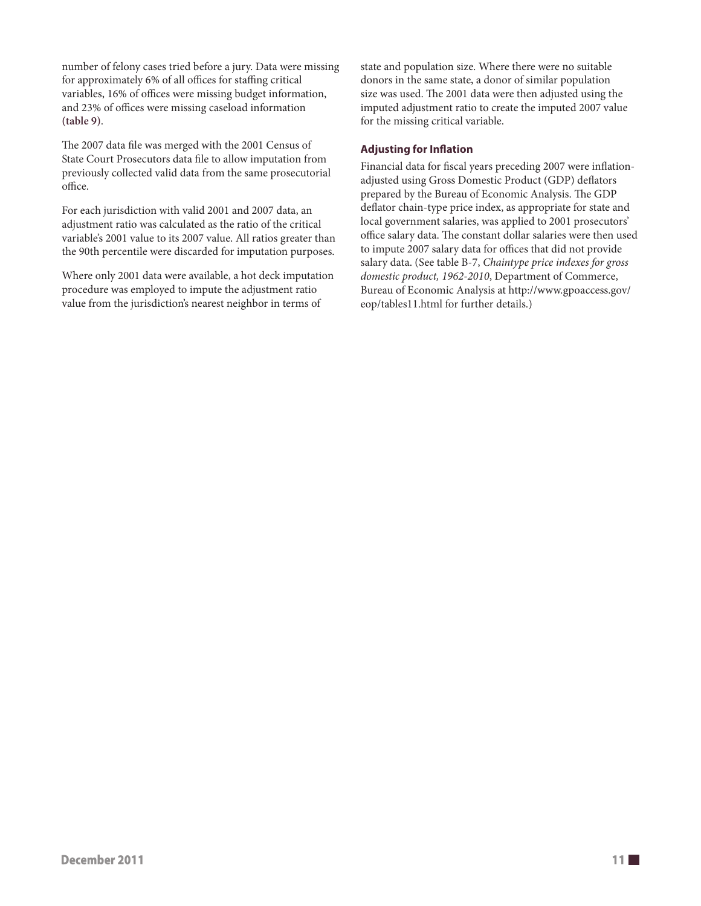number of felony cases tried before a jury. Data were missing for approximately 6% of all offices for staffing critical variables, 16% of offices were missing budget information, and 23% of offices were missing caseload information (table 9).

The 2007 data file was merged with the 2001 Census of State Court Prosecutors data file to allow imputation from previously collected valid data from the same prosecutorial office.

For each jurisdiction with valid 2001 and 2007 data, an adjustment ratio was calculated as the ratio of the critical variable's 2001 value to its 2007 value. All ratios greater than the 90th percentile were discarded for imputation purposes.

Where only 2001 data were available, a hot deck imputation procedure was employed to impute the adjustment ratio value from the jurisdiction's nearest neighbor in terms of state and population size. Where there were no suitable donors in the same state, a donor of similar population size was used. The 2001 data were then adjusted using the imputed adjustment ratio to create the imputed 2007 value for the missing critical variable.

### Adjusting for Inflation

Financial data for fiscal years preceding 2007 were inflation-adjusted using Gross Domestic Product (GDP) deflators prepared by the Bureau of Economic Analysis. The GDP deflator chain-type price index, as appropriate for state and local government salaries, was applied to 2001 prosecutors' office salary data. The constant dollar salaries were then used to impute 2007 salary data for offices that did not provide salary data. (See table B-7, *Chaintype price indexes for gross domestic product, 1962-2010*, Department of Commerce, Bureau of Economic Analysis at http://www.gpoaccess.gov/eop/tables11.html for further details.)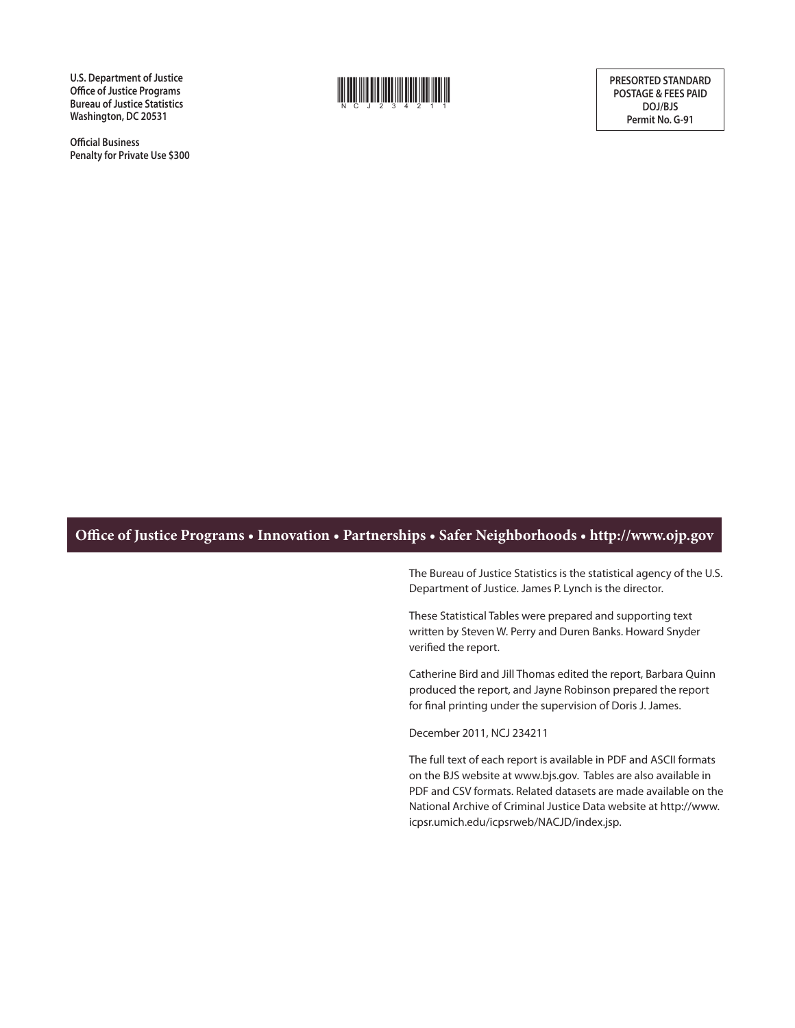**U.S. Department of Justice**
**Office of Justice Programs**
**Bureau of Justice Statistics**
**Washington, DC 20531**

**Official Business**
**Penalty for Private Use $300**

NCJ234211

**PRESORTED STANDARD**
**POSTAGE & FEES PAID**
**DOJ/BJS**
**Permit No. G-91**

**Office of Justice Programs • Innovation • Partnerships • Safer Neighborhoods • http://www.ojp.gov**

The Bureau of Justice Statistics is the statistical agency of the U.S. Department of Justice. James P. Lynch is the director.

These Statistical Tables were prepared and supporting text written by Steven W. Perry and Duren Banks. Howard Snyder verified the report.

Catherine Bird and Jill Thomas edited the report, Barbara Quinn produced the report, and Jayne Robinson prepared the report for final printing under the supervision of Doris J. James.

December 2011, NCJ 234211

The full text of each report is available in PDF and ASCII formats on the BJS website at www.bjs.gov. Tables are also available in PDF and CSV formats. Related datasets are made available on the National Archive of Criminal Justice Data website at http://www.icpsr.umich.edu/icpsrweb/NACJD/index.jsp.